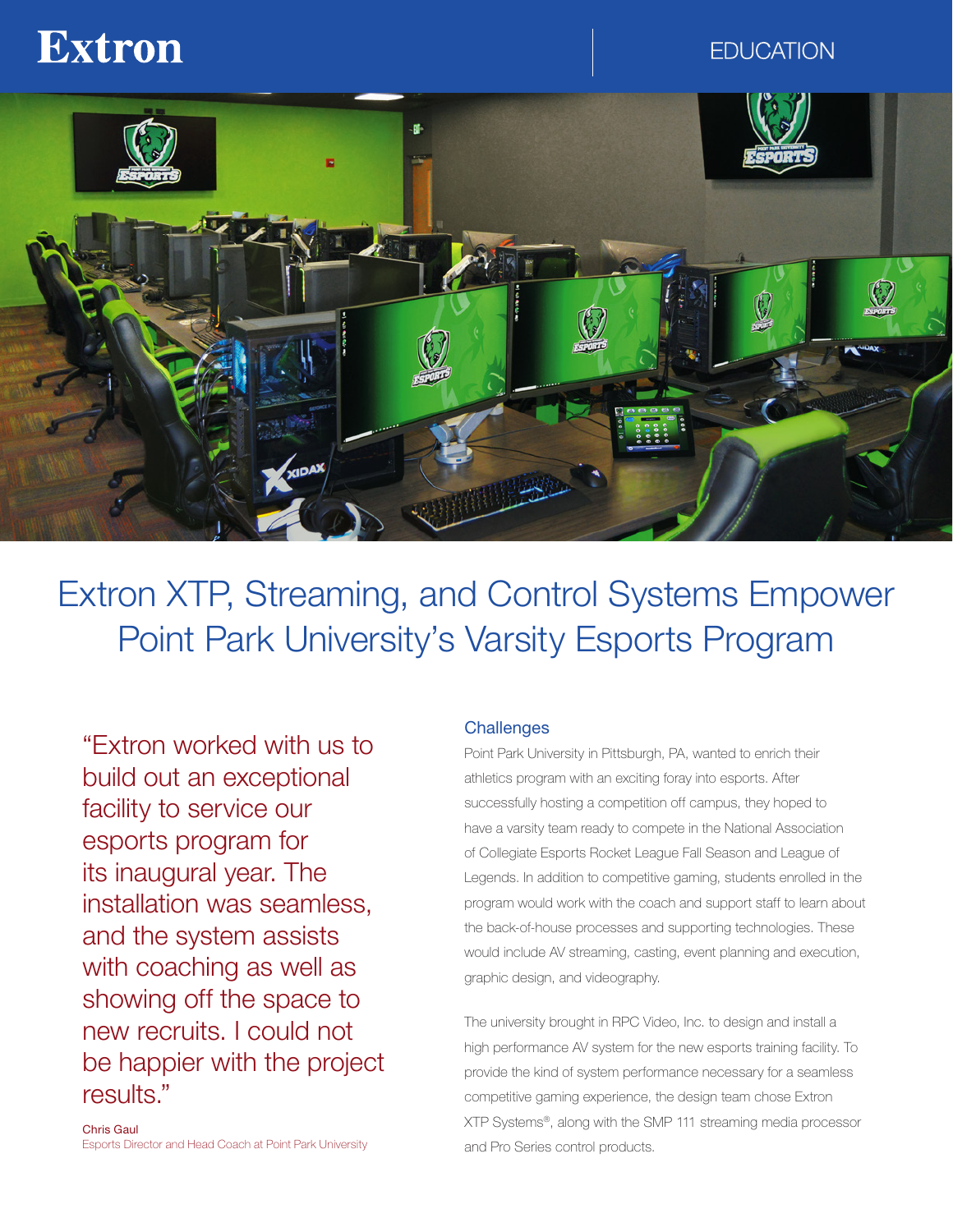Extron

EDUCATION

# Extron XTP, Streaming, and Control Systems Empower Point Park University's Varsity Esports Program

> "Extron worked with us to build out an exceptional facility to service our esports program for its inaugural year. The installation was seamless, and the system assists with coaching as well as showing off the space to new recruits. I could not be happier with the project results."

Chris Gaul
Esports Director and Head Coach at Point Park University

## Challenges

Point Park University in Pittsburgh, PA, wanted to enrich their athletics program with an exciting foray into esports. After successfully hosting a competition off campus, they hoped to have a varsity team ready to compete in the National Association of Collegiate Esports Rocket League Fall Season and League of Legends. In addition to competitive gaming, students enrolled in the program would work with the coach and support staff to learn about the back-of-house processes and supporting technologies. These would include AV streaming, casting, event planning and execution, graphic design, and videography.

The university brought in RPC Video, Inc. to design and install a high performance AV system for the new esports training facility. To provide the kind of system performance necessary for a seamless competitive gaming experience, the design team chose Extron XTP Systems®, along with the SMP 111 streaming media processor and Pro Series control products.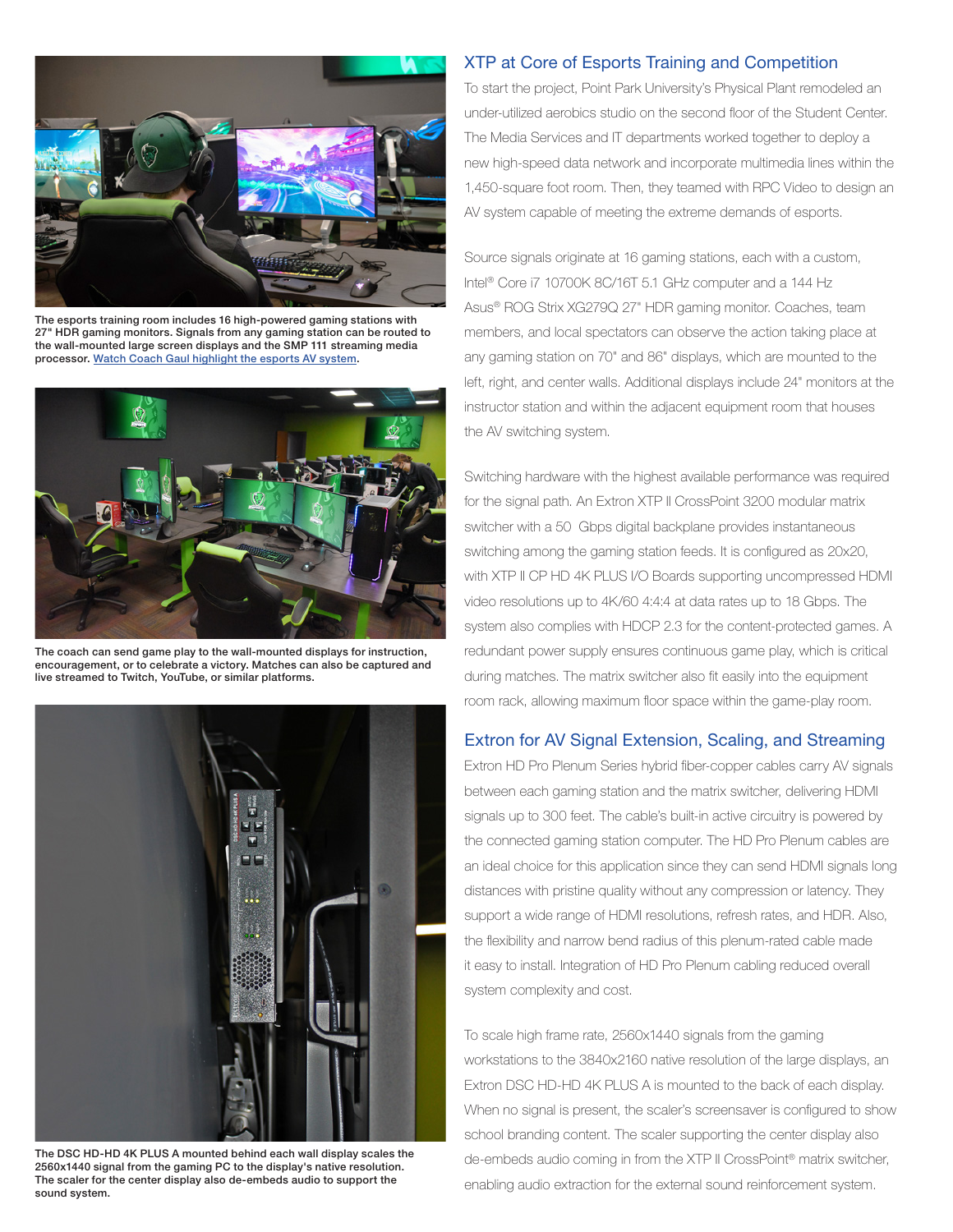The esports training room includes 16 high-powered gaming stations with 27" HDR gaming monitors. Signals from any gaming station can be routed to the wall-mounted large screen displays and the SMP 111 streaming media processor. [Watch Coach Gaul highlight the esports AV system](#).

The coach can send game play to the wall-mounted displays for instruction, encouragement, or to celebrate a victory. Matches can also be captured and live streamed to Twitch, YouTube, or similar platforms.

The DSC HD-HD 4K PLUS A mounted behind each wall display scales the 2560x1440 signal from the gaming PC to the display's native resolution. The scaler for the center display also de-embeds audio to support the sound system.

## XTP at Core of Esports Training and Competition

To start the project, Point Park University's Physical Plant remodeled an under-utilized aerobics studio on the second floor of the Student Center. The Media Services and IT departments worked together to deploy a new high-speed data network and incorporate multimedia lines within the 1,450-square foot room. Then, they teamed with RPC Video to design an AV system capable of meeting the extreme demands of esports.

Source signals originate at 16 gaming stations, each with a custom, Intel® Core i7 10700K 8C/16T 5.1 GHz computer and a 144 Hz Asus® ROG Strix XG279Q 27" HDR gaming monitor. Coaches, team members, and local spectators can observe the action taking place at any gaming station on 70" and 86" displays, which are mounted to the left, right, and center walls. Additional displays include 24" monitors at the instructor station and within the adjacent equipment room that houses the AV switching system.

Switching hardware with the highest available performance was required for the signal path. An Extron XTP II CrossPoint 3200 modular matrix switcher with a 50 Gbps digital backplane provides instantaneous switching among the gaming station feeds. It is configured as 20x20, with XTP II CP HD 4K PLUS I/O Boards supporting uncompressed HDMI video resolutions up to 4K/60 4:4:4 at data rates up to 18 Gbps. The system also complies with HDCP 2.3 for the content-protected games. A redundant power supply ensures continuous game play, which is critical during matches. The matrix switcher also fit easily into the equipment room rack, allowing maximum floor space within the game-play room.

## Extron for AV Signal Extension, Scaling, and Streaming

Extron HD Pro Plenum Series hybrid fiber-copper cables carry AV signals between each gaming station and the matrix switcher, delivering HDMI signals up to 300 feet. The cable's built-in active circuitry is powered by the connected gaming station computer. The HD Pro Plenum cables are an ideal choice for this application since they can send HDMI signals long distances with pristine quality without any compression or latency. They support a wide range of HDMI resolutions, refresh rates, and HDR. Also, the flexibility and narrow bend radius of this plenum-rated cable made it easy to install. Integration of HD Pro Plenum cabling reduced overall system complexity and cost.

To scale high frame rate, 2560x1440 signals from the gaming workstations to the 3840x2160 native resolution of the large displays, an Extron DSC HD-HD 4K PLUS A is mounted to the back of each display. When no signal is present, the scaler's screensaver is configured to show school branding content. The scaler supporting the center display also de-embeds audio coming in from the XTP II CrossPoint® matrix switcher, enabling audio extraction for the external sound reinforcement system.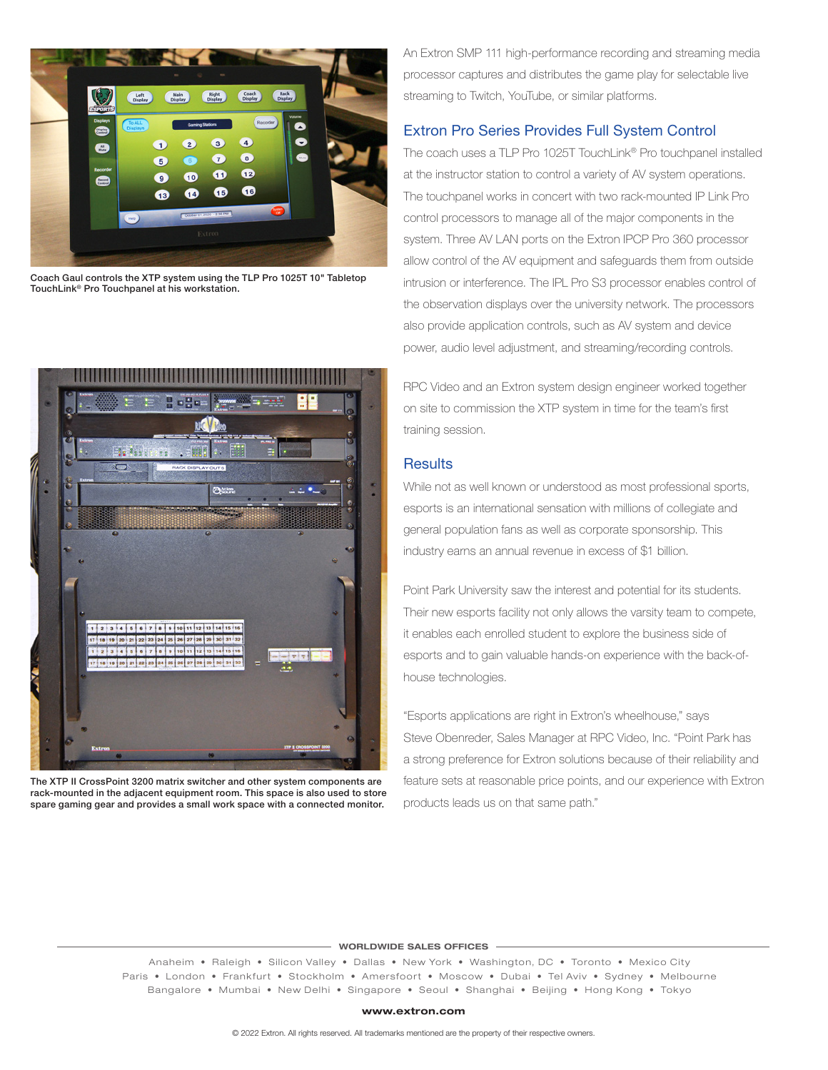Coach Gaul controls the XTP system using the TLP Pro 1025T 10" Tabletop TouchLink® Pro Touchpanel at his workstation.

The XTP II CrossPoint 3200 matrix switcher and other system components are rack-mounted in the adjacent equipment room. This space is also used to store spare gaming gear and provides a small work space with a connected monitor.

An Extron SMP 111 high-performance recording and streaming media processor captures and distributes the game play for selectable live streaming to Twitch, YouTube, or similar platforms.

## Extron Pro Series Provides Full System Control

The coach uses a TLP Pro 1025T TouchLink® Pro touchpanel installed at the instructor station to control a variety of AV system operations. The touchpanel works in concert with two rack-mounted IP Link Pro control processors to manage all of the major components in the system. Three AV LAN ports on the Extron IPCP Pro 360 processor allow control of the AV equipment and safeguards them from outside intrusion or interference. The IPL Pro S3 processor enables control of the observation displays over the university network. The processors also provide application controls, such as AV system and device power, audio level adjustment, and streaming/recording controls.

RPC Video and an Extron system design engineer worked together on site to commission the XTP system in time for the team's first training session.

## Results

While not as well known or understood as most professional sports, esports is an international sensation with millions of collegiate and general population fans as well as corporate sponsorship. This industry earns an annual revenue in excess of $1 billion.

Point Park University saw the interest and potential for its students. Their new esports facility not only allows the varsity team to compete, it enables each enrolled student to explore the business side of esports and to gain valuable hands-on experience with the back-of-house technologies.

"Esports applications are right in Extron's wheelhouse," says Steve Obenreder, Sales Manager at RPC Video, Inc. "Point Park has a strong preference for Extron solutions because of their reliability and feature sets at reasonable price points, and our experience with Extron products leads us on that same path."

**WORLDWIDE SALES OFFICES**

Anaheim • Raleigh • Silicon Valley • Dallas • New York • Washington, DC • Toronto • Mexico City
Paris • London • Frankfurt • Stockholm • Amersfoort • Moscow • Dubai • Tel Aviv • Sydney • Melbourne
Bangalore • Mumbai • New Delhi • Singapore • Seoul • Shanghai • Beijing • Hong Kong • Tokyo

**www.extron.com**

© 2022 Extron. All rights reserved. All trademarks mentioned are the property of their respective owners.